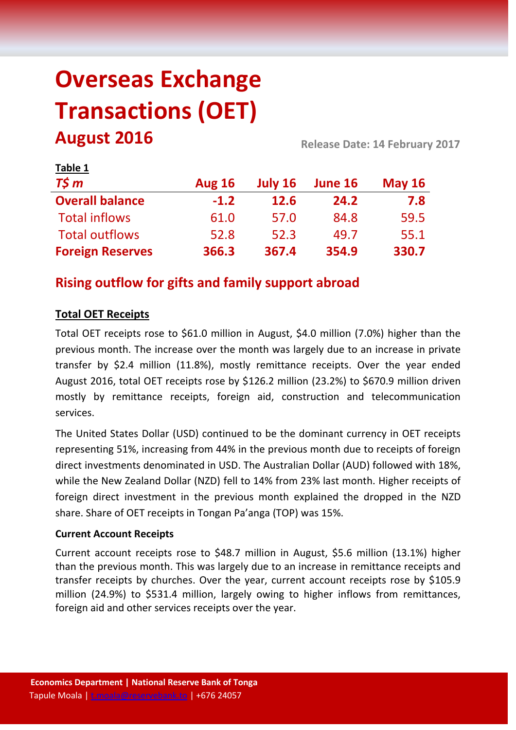# Overseas Exchange Transactions (OET)

## August 2016

**Release Date: 14 February 2017**

**Table 1**

| *T$ m* | Aug 16 | July 16 | June 16 | May 16 |
|---|---|---|---|---|
| **Overall balance** | **-1.2** | **12.6** | **24.2** | **7.8** |
| Total inflows | 61.0 | 57.0 | 84.8 | 59.5 |
| Total outflows | 52.8 | 52.3 | 49.7 | 55.1 |
| **Foreign Reserves** | **366.3** | **367.4** | **354.9** | **330.7** |

## Rising outflow for gifts and family support abroad

### Total OET Receipts

Total OET receipts rose to $61.0 million in August, $4.0 million (7.0%) higher than the previous month. The increase over the month was largely due to an increase in private transfer by $2.4 million (11.8%), mostly remittance receipts. Over the year ended August 2016, total OET receipts rose by $126.2 million (23.2%) to $670.9 million driven mostly by remittance receipts, foreign aid, construction and telecommunication services.

The United States Dollar (USD) continued to be the dominant currency in OET receipts representing 51%, increasing from 44% in the previous month due to receipts of foreign direct investments denominated in USD. The Australian Dollar (AUD) followed with 18%, while the New Zealand Dollar (NZD) fell to 14% from 23% last month. Higher receipts of foreign direct investment in the previous month explained the dropped in the NZD share. Share of OET receipts in Tongan Pa'anga (TOP) was 15%.

**Current Account Receipts**

Current account receipts rose to $48.7 million in August, $5.6 million (13.1%) higher than the previous month. This was largely due to an increase in remittance receipts and transfer receipts by churches. Over the year, current account receipts rose by $105.9 million (24.9%) to $531.4 million, largely owing to higher inflows from remittances, foreign aid and other services receipts over the year.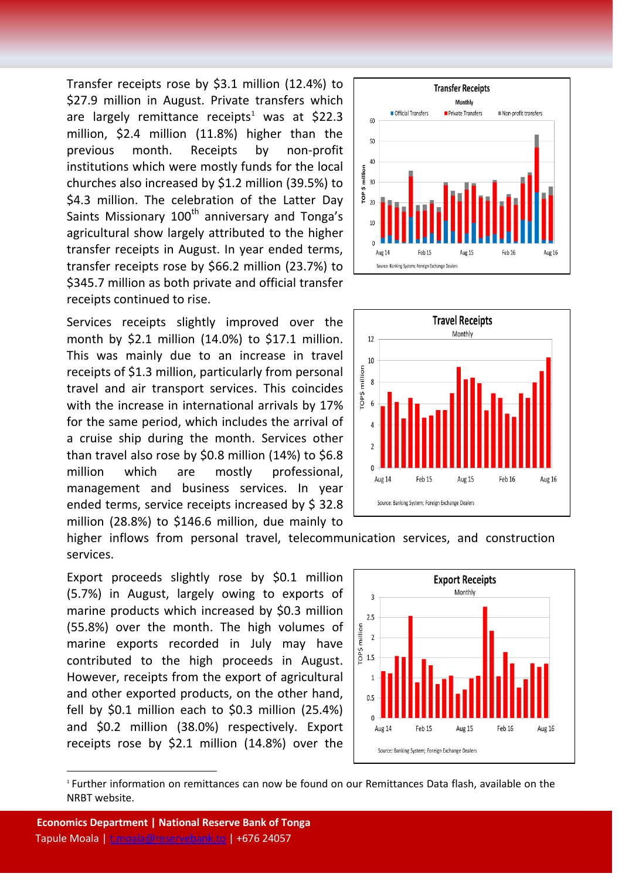Transfer receipts rose by $3.1 million (12.4%) to $27.9 million in August. Private transfers which are largely remittance receipts[1] was at $22.3 million, $2.4 million (11.8%) higher than the previous month. Receipts by non-profit institutions which were mostly funds for the local churches also increased by $1.2 million (39.5%) to $4.3 million. The celebration of the Latter Day Saints Missionary 100th anniversary and Tonga's agricultural show largely attributed to the higher transfer receipts in August. In year ended terms, transfer receipts rose by $66.2 million (23.7%) to $345.7 million as both private and official transfer receipts continued to rise.

Services receipts slightly improved over the month by $2.1 million (14.0%) to $17.1 million. This was mainly due to an increase in travel receipts of $1.3 million, particularly from personal travel and air transport services. This coincides with the increase in international arrivals by 17% for the same period, which includes the arrival of a cruise ship during the month. Services other than travel also rose by $0.8 million (14%) to $6.8 million which are mostly professional, management and business services. In year ended terms, service receipts increased by $ 32.8 million (28.8%) to $146.6 million, due mainly to higher inflows from personal travel, telecommunication services, and construction services.

Export proceeds slightly rose by $0.1 million (5.7%) in August, largely owing to exports of marine products which increased by $0.3 million (55.8%) over the month. The high volumes of marine exports recorded in July may have contributed to the high proceeds in August. However, receipts from the export of agricultural and other exported products, on the other hand, fell by $0.1 million each to $0.3 million (25.4%) and $0.2 million (38.0%) respectively. Export receipts rose by $2.1 million (14.8%) over the

[1] Further information on remittances can now be found on our Remittances Data flash, available on the NRBT website.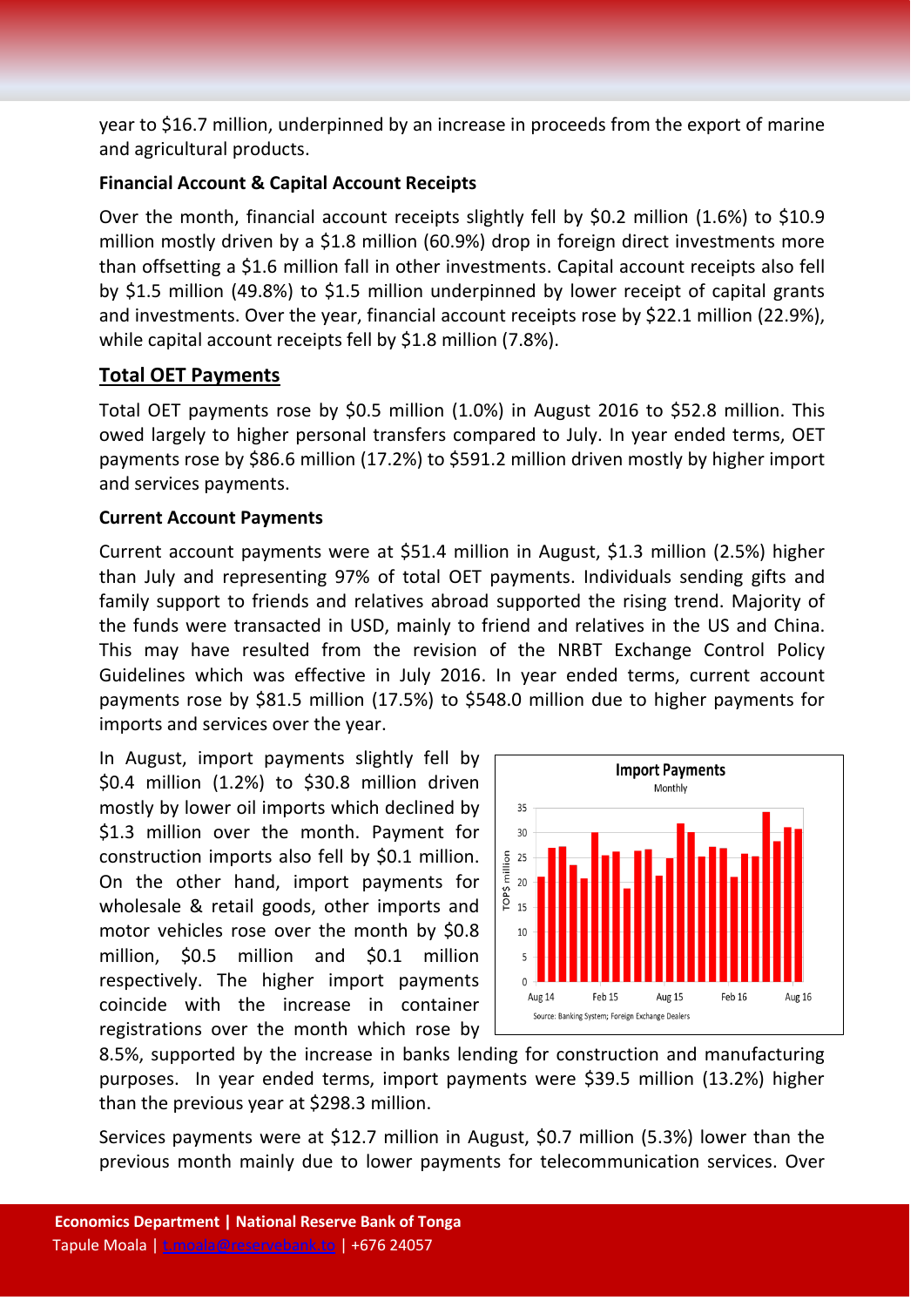year to $16.7 million, underpinned by an increase in proceeds from the export of marine and agricultural products.

**Financial Account & Capital Account Receipts**

Over the month, financial account receipts slightly fell by $0.2 million (1.6%) to $10.9 million mostly driven by a $1.8 million (60.9%) drop in foreign direct investments more than offsetting a $1.6 million fall in other investments. Capital account receipts also fell by $1.5 million (49.8%) to $1.5 million underpinned by lower receipt of capital grants and investments. Over the year, financial account receipts rose by $22.1 million (22.9%), while capital account receipts fell by $1.8 million (7.8%).

## Total OET Payments

Total OET payments rose by $0.5 million (1.0%) in August 2016 to $52.8 million. This owed largely to higher personal transfers compared to July. In year ended terms, OET payments rose by $86.6 million (17.2%) to $591.2 million driven mostly by higher import and services payments.

**Current Account Payments**

Current account payments were at $51.4 million in August, $1.3 million (2.5%) higher than July and representing 97% of total OET payments. Individuals sending gifts and family support to friends and relatives abroad supported the rising trend. Majority of the funds were transacted in USD, mainly to friend and relatives in the US and China. This may have resulted from the revision of the NRBT Exchange Control Policy Guidelines which was effective in July 2016. In year ended terms, current account payments rose by $81.5 million (17.5%) to $548.0 million due to higher payments for imports and services over the year.

In August, import payments slightly fell by $0.4 million (1.2%) to $30.8 million driven mostly by lower oil imports which declined by $1.3 million over the month. Payment for construction imports also fell by $0.1 million. On the other hand, import payments for wholesale & retail goods, other imports and motor vehicles rose over the month by $0.8 million, $0.5 million and $0.1 million respectively. The higher import payments coincide with the increase in container registrations over the month which rose by 8.5%, supported by the increase in banks lending for construction and manufacturing purposes. In year ended terms, import payments were $39.5 million (13.2%) higher than the previous year at $298.3 million.

**Import Payments**
Monthly

Source: Banking System; Foreign Exchange Dealers

Services payments were at $12.7 million in August, $0.7 million (5.3%) lower than the previous month mainly due to lower payments for telecommunication services. Over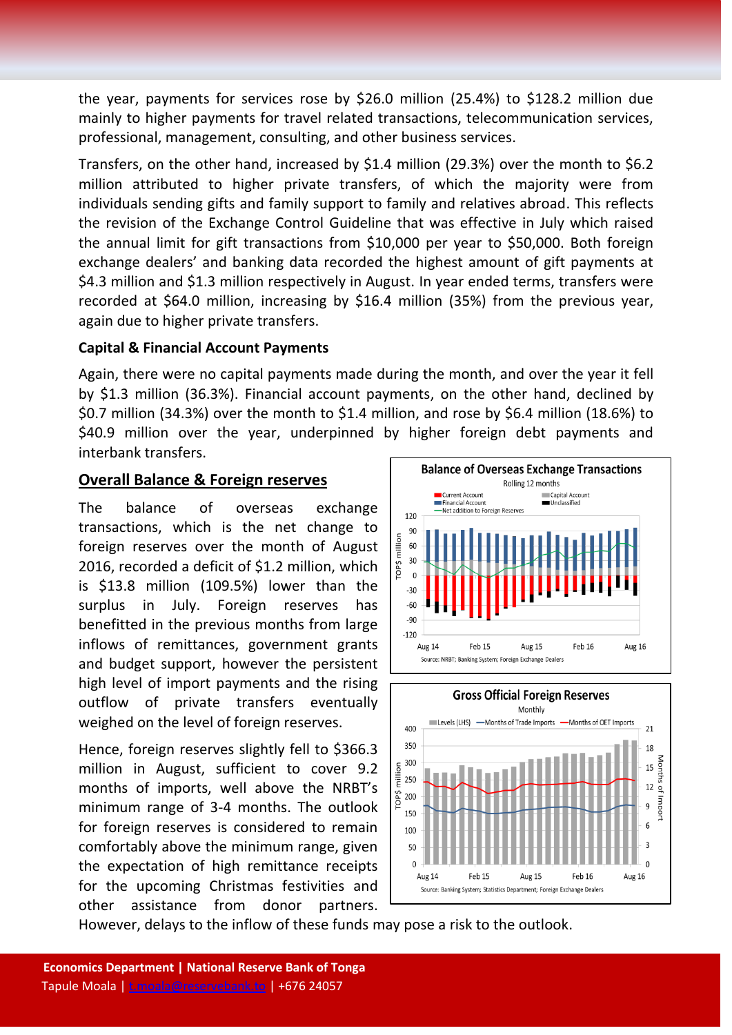the year, payments for services rose by $26.0 million (25.4%) to $128.2 million due mainly to higher payments for travel related transactions, telecommunication services, professional, management, consulting, and other business services.

Transfers, on the other hand, increased by $1.4 million (29.3%) over the month to $6.2 million attributed to higher private transfers, of which the majority were from individuals sending gifts and family support to family and relatives abroad. This reflects the revision of the Exchange Control Guideline that was effective in July which raised the annual limit for gift transactions from $10,000 per year to $50,000. Both foreign exchange dealers' and banking data recorded the highest amount of gift payments at $4.3 million and $1.3 million respectively in August. In year ended terms, transfers were recorded at $64.0 million, increasing by $16.4 million (35%) from the previous year, again due to higher private transfers.

**Capital & Financial Account Payments**

Again, there were no capital payments made during the month, and over the year it fell by $1.3 million (36.3%). Financial account payments, on the other hand, declined by $0.7 million (34.3%) over the month to $1.4 million, and rose by $6.4 million (18.6%) to $40.9 million over the year, underpinned by higher foreign debt payments and interbank transfers.

## Overall Balance & Foreign reserves

The balance of overseas exchange transactions, which is the net change to foreign reserves over the month of August 2016, recorded a deficit of $1.2 million, which is $13.8 million (109.5%) lower than the surplus in July. Foreign reserves has benefitted in the previous months from large inflows of remittances, government grants and budget support, however the persistent high level of import payments and the rising outflow of private transfers eventually weighed on the level of foreign reserves.

Hence, foreign reserves slightly fell to $366.3 million in August, sufficient to cover 9.2 months of imports, well above the NRBT's minimum range of 3-4 months. The outlook for foreign reserves is considered to remain comfortably above the minimum range, given the expectation of high remittance receipts for the upcoming Christmas festivities and other assistance from donor partners. However, delays to the inflow of these funds may pose a risk to the outlook.

**Balance of Overseas Exchange Transactions**
Rolling 12 months

Source: NRBT; Banking System; Foreign Exchange Dealers

**Gross Official Foreign Reserves**
Monthly

Source: Banking System; Statistics Department; Foreign Exchange Dealers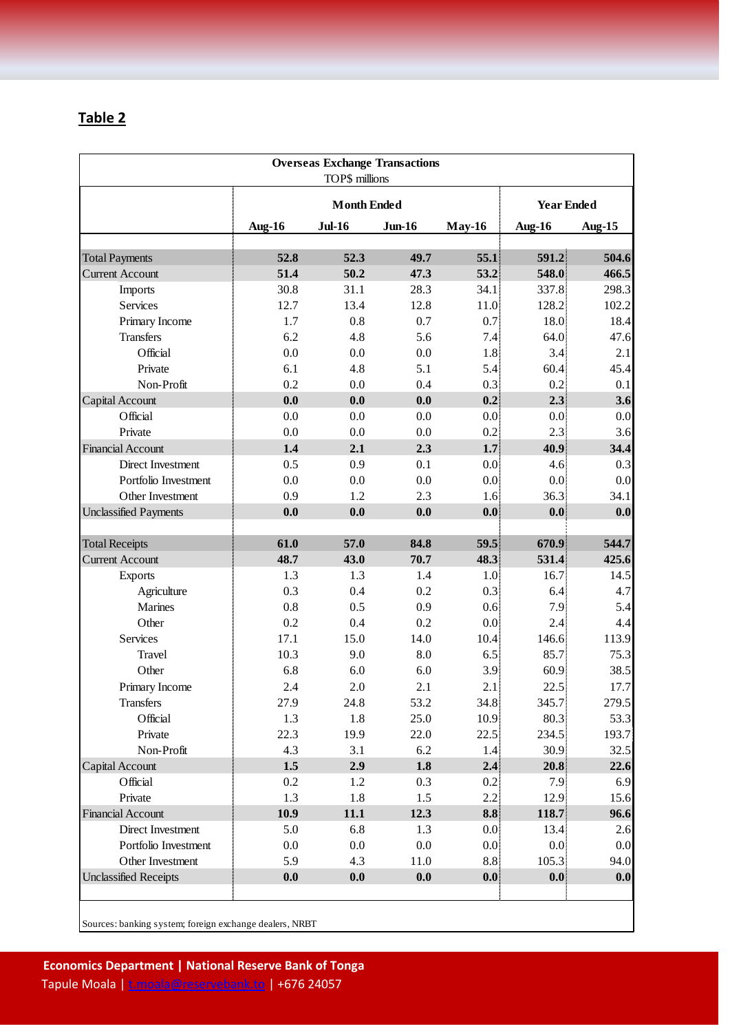## Table 2

| Overseas Exchange Transactions TOP$ millions | Month Ended | | | | Year Ended | |
|---|---|---|---|---|---|---|
| | Aug-16 | Jul-16 | Jun-16 | May-16 | Aug-16 | Aug-15 |
| **Total Payments** | **52.8** | **52.3** | **49.7** | **55.1** | **591.2** | **504.6** |
| Current Account | **51.4** | **50.2** | **47.3** | **53.2** | **548.0** | **466.5** |
| Imports | 30.8 | 31.1 | 28.3 | 34.1 | 337.8 | 298.3 |
| Services | 12.7 | 13.4 | 12.8 | 11.0 | 128.2 | 102.2 |
| Primary Income | 1.7 | 0.8 | 0.7 | 0.7 | 18.0 | 18.4 |
| Transfers | 6.2 | 4.8 | 5.6 | 7.4 | 64.0 | 47.6 |
| Official | 0.0 | 0.0 | 0.0 | 1.8 | 3.4 | 2.1 |
| Private | 6.1 | 4.8 | 5.1 | 5.4 | 60.4 | 45.4 |
| Non-Profit | 0.2 | 0.0 | 0.4 | 0.3 | 0.2 | 0.1 |
| Capital Account | **0.0** | **0.0** | **0.0** | **0.2** | **2.3** | **3.6** |
| Official | 0.0 | 0.0 | 0.0 | 0.0 | 0.0 | 0.0 |
| Private | 0.0 | 0.0 | 0.0 | 0.2 | 2.3 | 3.6 |
| Financial Account | **1.4** | **2.1** | **2.3** | **1.7** | **40.9** | **34.4** |
| Direct Investment | 0.5 | 0.9 | 0.1 | 0.0 | 4.6 | 0.3 |
| Portfolio Investment | 0.0 | 0.0 | 0.0 | 0.0 | 0.0 | 0.0 |
| Other Investment | 0.9 | 1.2 | 2.3 | 1.6 | 36.3 | 34.1 |
| Unclassified Payments | **0.0** | **0.0** | **0.0** | **0.0** | **0.0** | **0.0** |
| **Total Receipts** | **61.0** | **57.0** | **84.8** | **59.5** | **670.9** | **544.7** |
| Current Account | **48.7** | **43.0** | **70.7** | **48.3** | **531.4** | **425.6** |
| Exports | 1.3 | 1.3 | 1.4 | 1.0 | 16.7 | 14.5 |
| Agriculture | 0.3 | 0.4 | 0.2 | 0.3 | 6.4 | 4.7 |
| Marines | 0.8 | 0.5 | 0.9 | 0.6 | 7.9 | 5.4 |
| Other | 0.2 | 0.4 | 0.2 | 0.0 | 2.4 | 4.4 |
| Services | 17.1 | 15.0 | 14.0 | 10.4 | 146.6 | 113.9 |
| Travel | 10.3 | 9.0 | 8.0 | 6.5 | 85.7 | 75.3 |
| Other | 6.8 | 6.0 | 6.0 | 3.9 | 60.9 | 38.5 |
| Primary Income | 2.4 | 2.0 | 2.1 | 2.1 | 22.5 | 17.7 |
| Transfers | 27.9 | 24.8 | 53.2 | 34.8 | 345.7 | 279.5 |
| Official | 1.3 | 1.8 | 25.0 | 10.9 | 80.3 | 53.3 |
| Private | 22.3 | 19.9 | 22.0 | 22.5 | 234.5 | 193.7 |
| Non-Profit | 4.3 | 3.1 | 6.2 | 1.4 | 30.9 | 32.5 |
| Capital Account | **1.5** | **2.9** | **1.8** | **2.4** | **20.8** | **22.6** |
| Official | 0.2 | 1.2 | 0.3 | 0.2 | 7.9 | 6.9 |
| Private | 1.3 | 1.8 | 1.5 | 2.2 | 12.9 | 15.6 |
| Financial Account | **10.9** | **11.1** | **12.3** | **8.8** | **118.7** | **96.6** |
| Direct Investment | 5.0 | 6.8 | 1.3 | 0.0 | 13.4 | 2.6 |
| Portfolio Investment | 0.0 | 0.0 | 0.0 | 0.0 | 0.0 | 0.0 |
| Other Investment | 5.9 | 4.3 | 11.0 | 8.8 | 105.3 | 94.0 |
| Unclassified Receipts | **0.0** | **0.0** | **0.0** | **0.0** | **0.0** | **0.0** |

Sources: banking system; foreign exchange dealers, NRBT

**Economics Department | National Reserve Bank of Tonga**
Tapule Moala | t.moala@reservebank.to | +676 24057